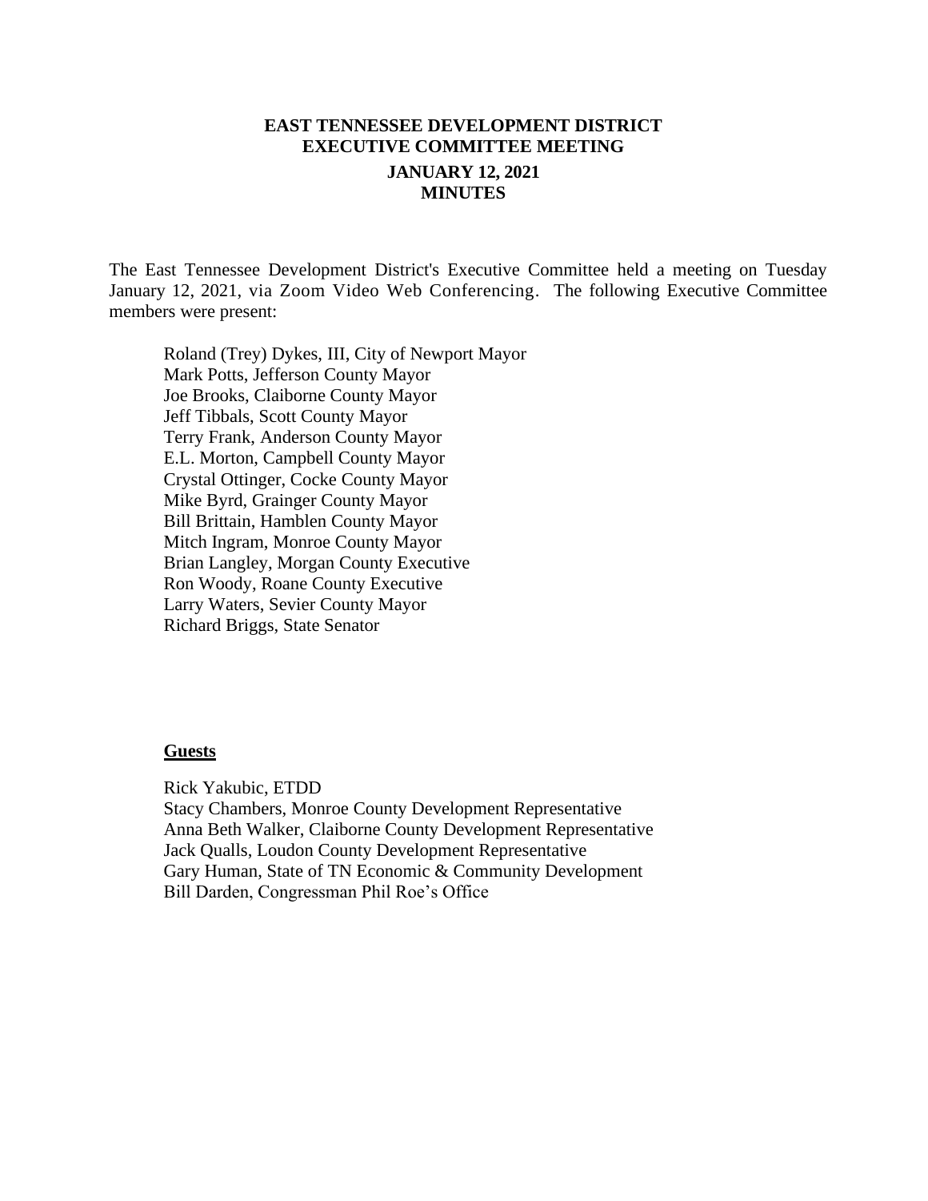# EAST TENNESSEE DEVELOPMENT DISTRICT
# EXECUTIVE COMMITTEE MEETING
## JANUARY 12, 2021
## MINUTES

The East Tennessee Development District's Executive Committee held a meeting on Tuesday January 12, 2021, via Zoom Video Web Conferencing. The following Executive Committee members were present:

Roland (Trey) Dykes, III, City of Newport Mayor  
Mark Potts, Jefferson County Mayor  
Joe Brooks, Claiborne County Mayor  
Jeff Tibbals, Scott County Mayor  
Terry Frank, Anderson County Mayor  
E.L. Morton, Campbell County Mayor  
Crystal Ottinger, Cocke County Mayor  
Mike Byrd, Grainger County Mayor  
Bill Brittain, Hamblen County Mayor  
Mitch Ingram, Monroe County Mayor  
Brian Langley, Morgan County Executive  
Ron Woody, Roane County Executive  
Larry Waters, Sevier County Mayor  
Richard Briggs, State Senator

**Guests**

Rick Yakubic, ETDD  
Stacy Chambers, Monroe County Development Representative  
Anna Beth Walker, Claiborne County Development Representative  
Jack Qualls, Loudon County Development Representative  
Gary Human, State of TN Economic & Community Development  
Bill Darden, Congressman Phil Roe's Office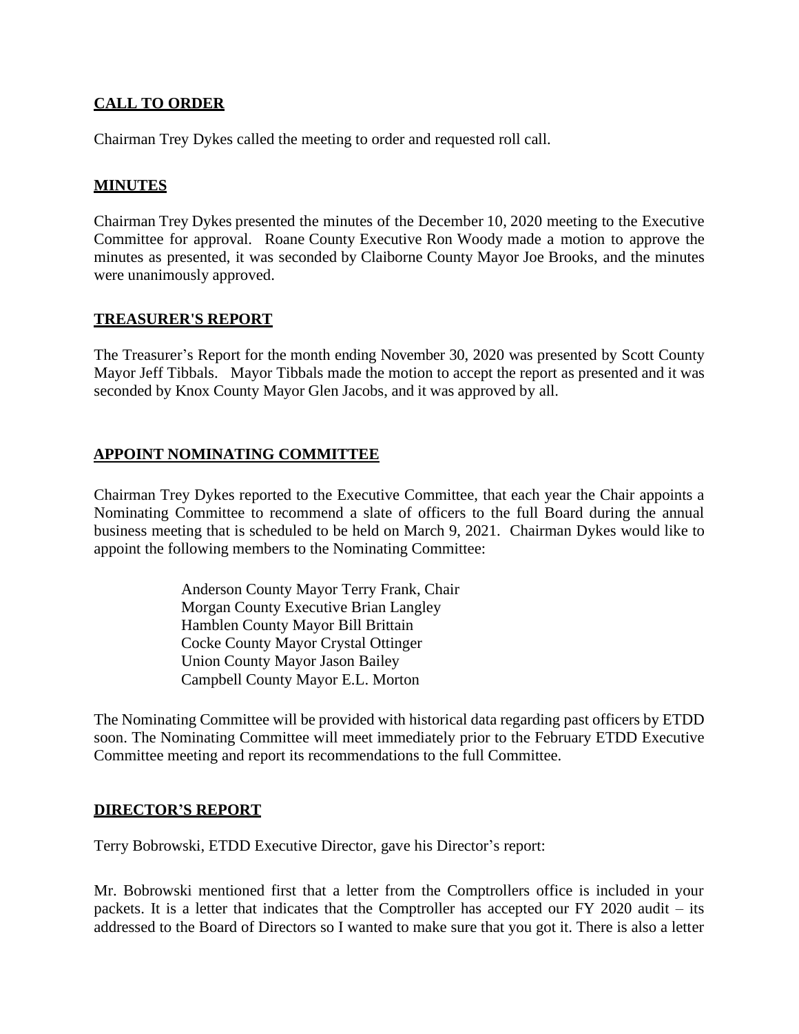## **CALL TO ORDER**

Chairman Trey Dykes called the meeting to order and requested roll call.

## **MINUTES**

Chairman Trey Dykes presented the minutes of the December 10, 2020 meeting to the Executive Committee for approval. Roane County Executive Ron Woody made a motion to approve the minutes as presented, it was seconded by Claiborne County Mayor Joe Brooks, and the minutes were unanimously approved.

## **TREASURER'S REPORT**

The Treasurer's Report for the month ending November 30, 2020 was presented by Scott County Mayor Jeff Tibbals. Mayor Tibbals made the motion to accept the report as presented and it was seconded by Knox County Mayor Glen Jacobs, and it was approved by all.

## **APPOINT NOMINATING COMMITTEE**

Chairman Trey Dykes reported to the Executive Committee, that each year the Chair appoints a Nominating Committee to recommend a slate of officers to the full Board during the annual business meeting that is scheduled to be held on March 9, 2021. Chairman Dykes would like to appoint the following members to the Nominating Committee:

Anderson County Mayor Terry Frank, Chair
Morgan County Executive Brian Langley
Hamblen County Mayor Bill Brittain
Cocke County Mayor Crystal Ottinger
Union County Mayor Jason Bailey
Campbell County Mayor E.L. Morton

The Nominating Committee will be provided with historical data regarding past officers by ETDD soon. The Nominating Committee will meet immediately prior to the February ETDD Executive Committee meeting and report its recommendations to the full Committee.

## **DIRECTOR'S REPORT**

Terry Bobrowski, ETDD Executive Director, gave his Director's report:

Mr. Bobrowski mentioned first that a letter from the Comptrollers office is included in your packets. It is a letter that indicates that the Comptroller has accepted our FY 2020 audit – its addressed to the Board of Directors so I wanted to make sure that you got it. There is also a letter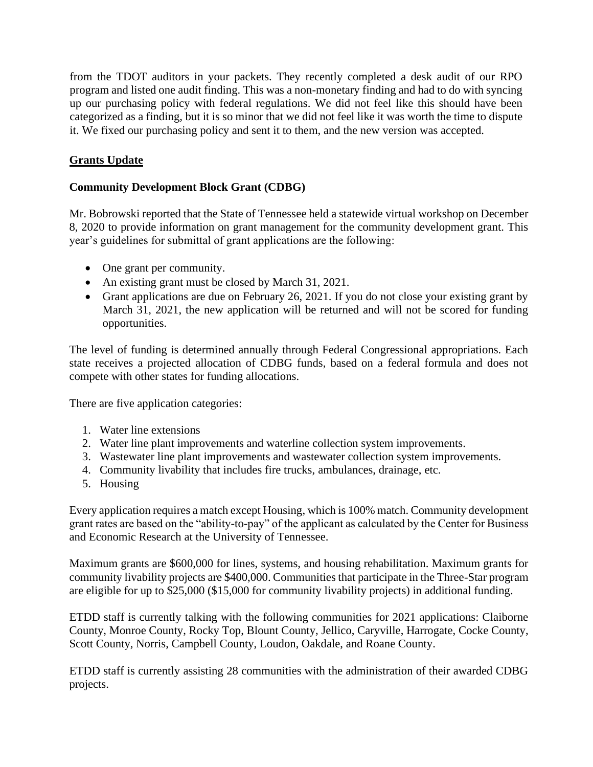from the TDOT auditors in your packets. They recently completed a desk audit of our RPO program and listed one audit finding. This was a non-monetary finding and had to do with syncing up our purchasing policy with federal regulations. We did not feel like this should have been categorized as a finding, but it is so minor that we did not feel like it was worth the time to dispute it. We fixed our purchasing policy and sent it to them, and the new version was accepted.

## Grants Update

### Community Development Block Grant (CDBG)

Mr. Bobrowski reported that the State of Tennessee held a statewide virtual workshop on December 8, 2020 to provide information on grant management for the community development grant. This year's guidelines for submittal of grant applications are the following:

- One grant per community.
- An existing grant must be closed by March 31, 2021.
- Grant applications are due on February 26, 2021. If you do not close your existing grant by March 31, 2021, the new application will be returned and will not be scored for funding opportunities.

The level of funding is determined annually through Federal Congressional appropriations. Each state receives a projected allocation of CDBG funds, based on a federal formula and does not compete with other states for funding allocations.

There are five application categories:

1. Water line extensions
2. Water line plant improvements and waterline collection system improvements.
3. Wastewater line plant improvements and wastewater collection system improvements.
4. Community livability that includes fire trucks, ambulances, drainage, etc.
5. Housing

Every application requires a match except Housing, which is 100% match. Community development grant rates are based on the "ability-to-pay" of the applicant as calculated by the Center for Business and Economic Research at the University of Tennessee.

Maximum grants are $600,000 for lines, systems, and housing rehabilitation. Maximum grants for community livability projects are $400,000. Communities that participate in the Three-Star program are eligible for up to $25,000 ($15,000 for community livability projects) in additional funding.

ETDD staff is currently talking with the following communities for 2021 applications: Claiborne County, Monroe County, Rocky Top, Blount County, Jellico, Caryville, Harrogate, Cocke County, Scott County, Norris, Campbell County, Loudon, Oakdale, and Roane County.

ETDD staff is currently assisting 28 communities with the administration of their awarded CDBG projects.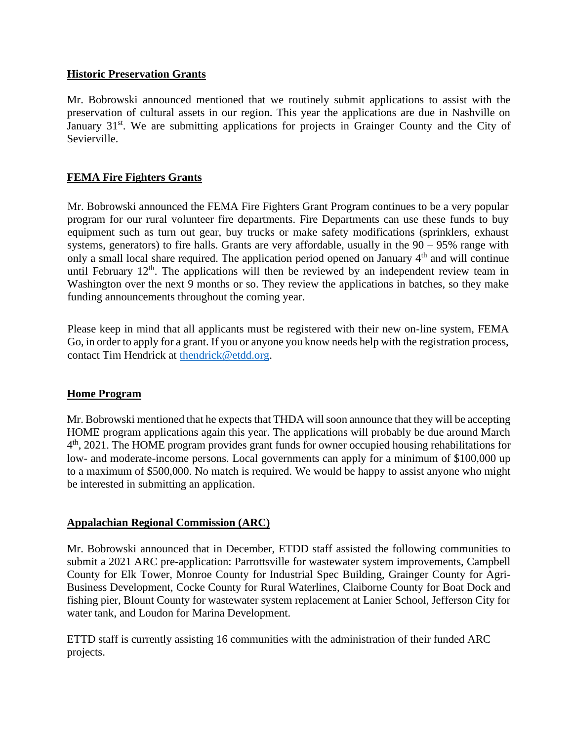**Historic Preservation Grants**

Mr. Bobrowski announced mentioned that we routinely submit applications to assist with the preservation of cultural assets in our region. This year the applications are due in Nashville on January 31st. We are submitting applications for projects in Grainger County and the City of Sevierville.

**FEMA Fire Fighters Grants**

Mr. Bobrowski announced the FEMA Fire Fighters Grant Program continues to be a very popular program for our rural volunteer fire departments. Fire Departments can use these funds to buy equipment such as turn out gear, buy trucks or make safety modifications (sprinklers, exhaust systems, generators) to fire halls. Grants are very affordable, usually in the 90 – 95% range with only a small local share required. The application period opened on January 4th and will continue until February 12th. The applications will then be reviewed by an independent review team in Washington over the next 9 months or so. They review the applications in batches, so they make funding announcements throughout the coming year.

Please keep in mind that all applicants must be registered with their new on-line system, FEMA Go, in order to apply for a grant. If you or anyone you know needs help with the registration process, contact Tim Hendrick at thendrick@etdd.org.

**Home Program**

Mr. Bobrowski mentioned that he expects that THDA will soon announce that they will be accepting HOME program applications again this year. The applications will probably be due around March 4th, 2021. The HOME program provides grant funds for owner occupied housing rehabilitations for low- and moderate-income persons. Local governments can apply for a minimum of $100,000 up to a maximum of $500,000. No match is required. We would be happy to assist anyone who might be interested in submitting an application.

**Appalachian Regional Commission (ARC)**

Mr. Bobrowski announced that in December, ETDD staff assisted the following communities to submit a 2021 ARC pre-application: Parrottsville for wastewater system improvements, Campbell County for Elk Tower, Monroe County for Industrial Spec Building, Grainger County for Agri-Business Development, Cocke County for Rural Waterlines, Claiborne County for Boat Dock and fishing pier, Blount County for wastewater system replacement at Lanier School, Jefferson City for water tank, and Loudon for Marina Development.

ETTD staff is currently assisting 16 communities with the administration of their funded ARC projects.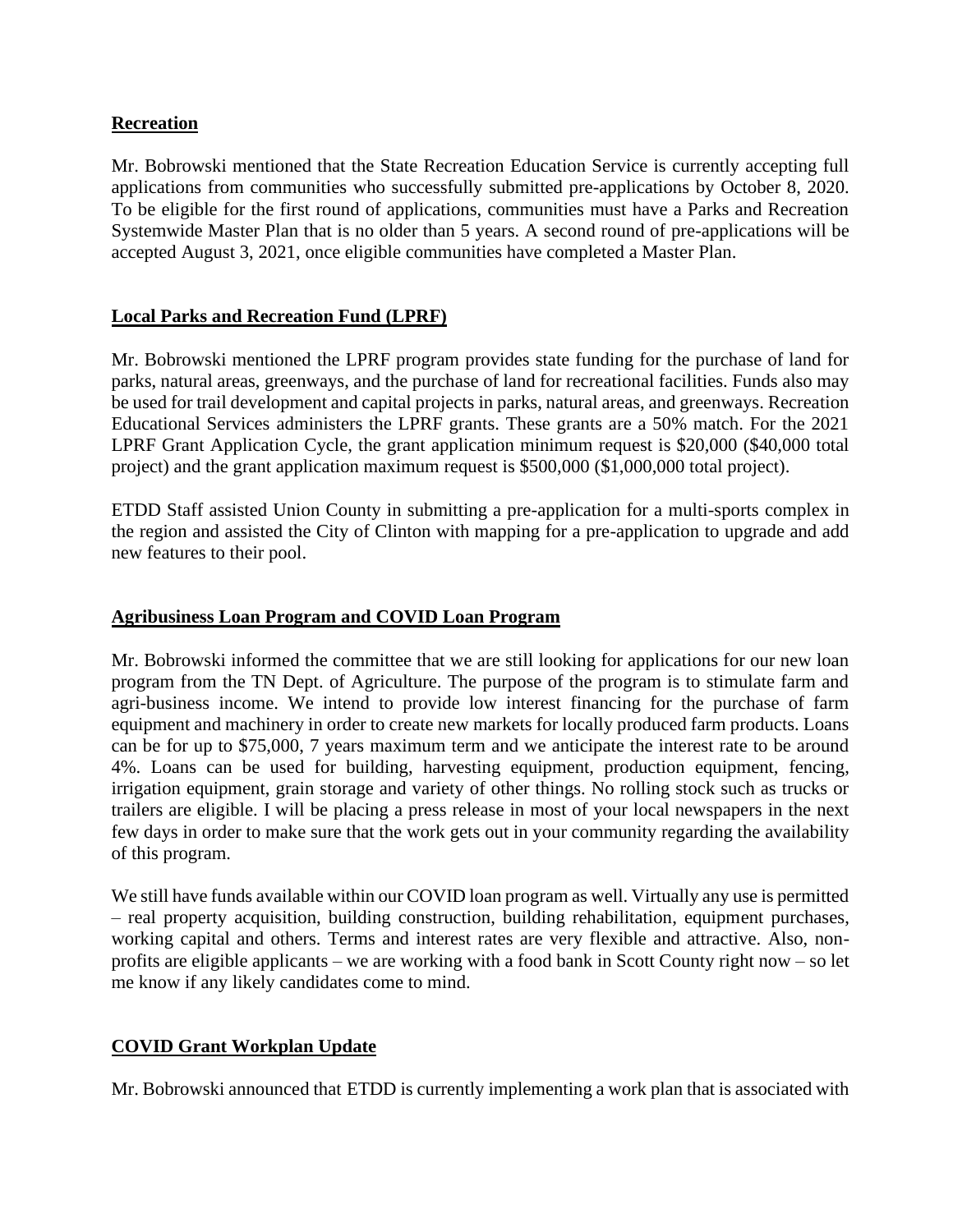## Recreation

Mr. Bobrowski mentioned that the State Recreation Education Service is currently accepting full applications from communities who successfully submitted pre-applications by October 8, 2020. To be eligible for the first round of applications, communities must have a Parks and Recreation Systemwide Master Plan that is no older than 5 years. A second round of pre-applications will be accepted August 3, 2021, once eligible communities have completed a Master Plan.

## Local Parks and Recreation Fund (LPRF)

Mr. Bobrowski mentioned the LPRF program provides state funding for the purchase of land for parks, natural areas, greenways, and the purchase of land for recreational facilities. Funds also may be used for trail development and capital projects in parks, natural areas, and greenways. Recreation Educational Services administers the LPRF grants. These grants are a 50% match. For the 2021 LPRF Grant Application Cycle, the grant application minimum request is $20,000 ($40,000 total project) and the grant application maximum request is $500,000 ($1,000,000 total project).

ETDD Staff assisted Union County in submitting a pre-application for a multi-sports complex in the region and assisted the City of Clinton with mapping for a pre-application to upgrade and add new features to their pool.

## Agribusiness Loan Program and COVID Loan Program

Mr. Bobrowski informed the committee that we are still looking for applications for our new loan program from the TN Dept. of Agriculture. The purpose of the program is to stimulate farm and agri-business income. We intend to provide low interest financing for the purchase of farm equipment and machinery in order to create new markets for locally produced farm products. Loans can be for up to $75,000, 7 years maximum term and we anticipate the interest rate to be around 4%. Loans can be used for building, harvesting equipment, production equipment, fencing, irrigation equipment, grain storage and variety of other things. No rolling stock such as trucks or trailers are eligible. I will be placing a press release in most of your local newspapers in the next few days in order to make sure that the work gets out in your community regarding the availability of this program.

We still have funds available within our COVID loan program as well. Virtually any use is permitted – real property acquisition, building construction, building rehabilitation, equipment purchases, working capital and others. Terms and interest rates are very flexible and attractive. Also, non-profits are eligible applicants – we are working with a food bank in Scott County right now – so let me know if any likely candidates come to mind.

## COVID Grant Workplan Update

Mr. Bobrowski announced that ETDD is currently implementing a work plan that is associated with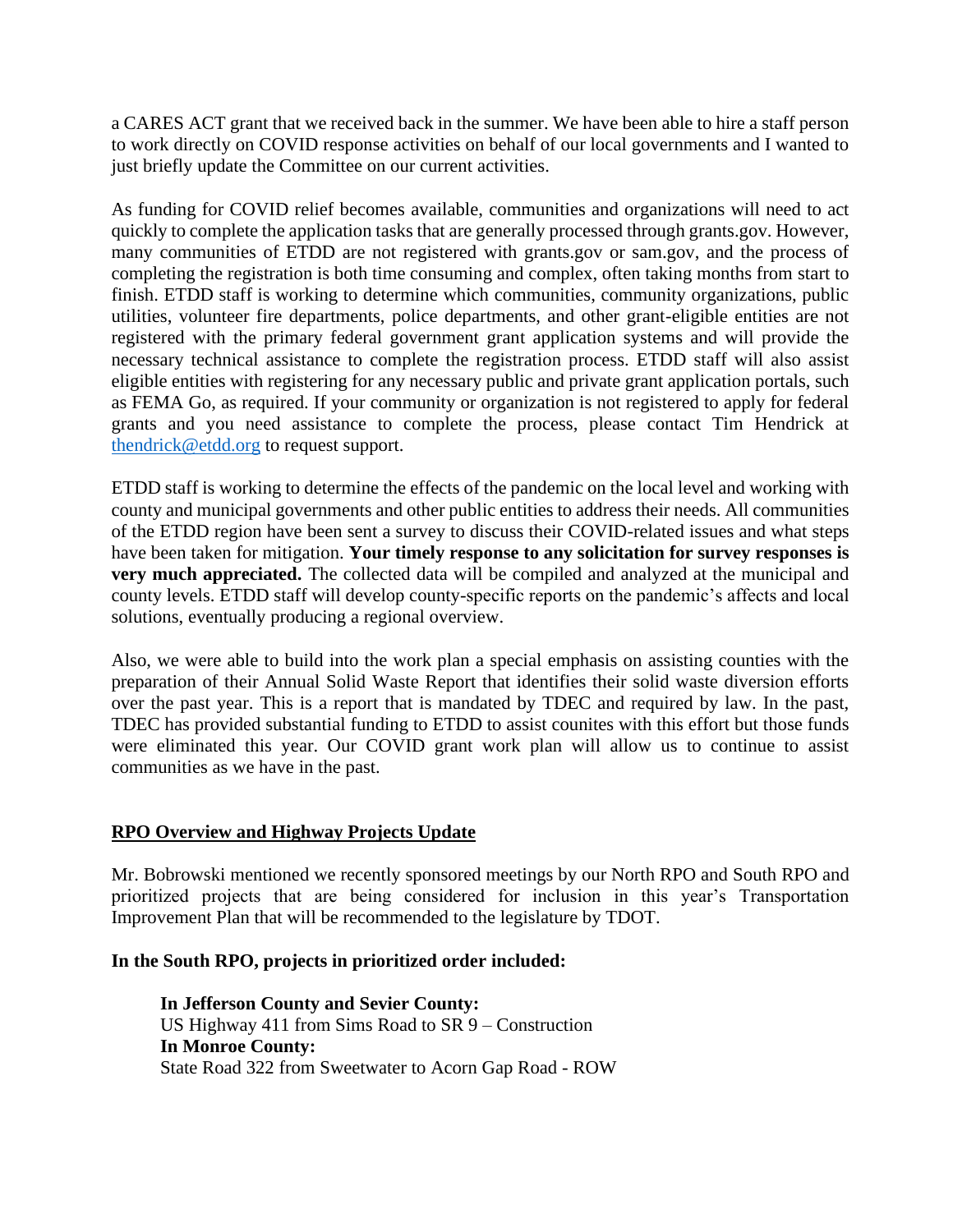a CARES ACT grant that we received back in the summer. We have been able to hire a staff person to work directly on COVID response activities on behalf of our local governments and I wanted to just briefly update the Committee on our current activities.

As funding for COVID relief becomes available, communities and organizations will need to act quickly to complete the application tasks that are generally processed through grants.gov. However, many communities of ETDD are not registered with grants.gov or sam.gov, and the process of completing the registration is both time consuming and complex, often taking months from start to finish. ETDD staff is working to determine which communities, community organizations, public utilities, volunteer fire departments, police departments, and other grant-eligible entities are not registered with the primary federal government grant application systems and will provide the necessary technical assistance to complete the registration process. ETDD staff will also assist eligible entities with registering for any necessary public and private grant application portals, such as FEMA Go, as required. If your community or organization is not registered to apply for federal grants and you need assistance to complete the process, please contact Tim Hendrick at thendrick@etdd.org to request support.

ETDD staff is working to determine the effects of the pandemic on the local level and working with county and municipal governments and other public entities to address their needs. All communities of the ETDD region have been sent a survey to discuss their COVID-related issues and what steps have been taken for mitigation. **Your timely response to any solicitation for survey responses is very much appreciated.** The collected data will be compiled and analyzed at the municipal and county levels. ETDD staff will develop county-specific reports on the pandemic's affects and local solutions, eventually producing a regional overview.

Also, we were able to build into the work plan a special emphasis on assisting counties with the preparation of their Annual Solid Waste Report that identifies their solid waste diversion efforts over the past year. This is a report that is mandated by TDEC and required by law. In the past, TDEC has provided substantial funding to ETDD to assist counites with this effort but those funds were eliminated this year. Our COVID grant work plan will allow us to continue to assist communities as we have in the past.

## RPO Overview and Highway Projects Update

Mr. Bobrowski mentioned we recently sponsored meetings by our North RPO and South RPO and prioritized projects that are being considered for inclusion in this year's Transportation Improvement Plan that will be recommended to the legislature by TDOT.

**In the South RPO, projects in prioritized order included:**

**In Jefferson County and Sevier County:**
US Highway 411 from Sims Road to SR 9 – Construction
**In Monroe County:**
State Road 322 from Sweetwater to Acorn Gap Road - ROW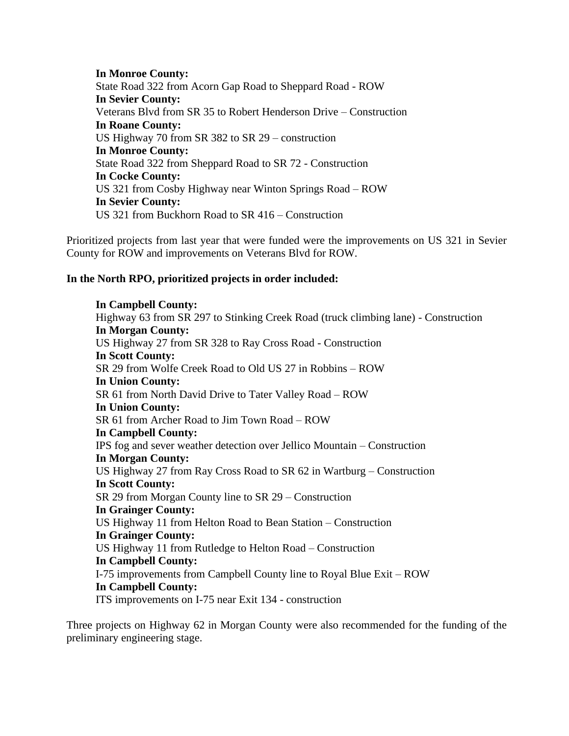**In Monroe County:**
State Road 322 from Acorn Gap Road to Sheppard Road - ROW
**In Sevier County:**
Veterans Blvd from SR 35 to Robert Henderson Drive – Construction
**In Roane County:**
US Highway 70 from SR 382 to SR 29 – construction
**In Monroe County:**
State Road 322 from Sheppard Road to SR 72 - Construction
**In Cocke County:**
US 321 from Cosby Highway near Winton Springs Road – ROW
**In Sevier County:**
US 321 from Buckhorn Road to SR 416 – Construction

Prioritized projects from last year that were funded were the improvements on US 321 in Sevier County for ROW and improvements on Veterans Blvd for ROW.

**In the North RPO, prioritized projects in order included:**

**In Campbell County:**
Highway 63 from SR 297 to Stinking Creek Road (truck climbing lane) - Construction
**In Morgan County:**
US Highway 27 from SR 328 to Ray Cross Road - Construction
**In Scott County:**
SR 29 from Wolfe Creek Road to Old US 27 in Robbins – ROW
**In Union County:**
SR 61 from North David Drive to Tater Valley Road – ROW
**In Union County:**
SR 61 from Archer Road to Jim Town Road – ROW
**In Campbell County:**
IPS fog and sever weather detection over Jellico Mountain – Construction
**In Morgan County:**
US Highway 27 from Ray Cross Road to SR 62 in Wartburg – Construction
**In Scott County:**
SR 29 from Morgan County line to SR 29 – Construction
**In Grainger County:**
US Highway 11 from Helton Road to Bean Station – Construction
**In Grainger County:**
US Highway 11 from Rutledge to Helton Road – Construction
**In Campbell County:**
I-75 improvements from Campbell County line to Royal Blue Exit – ROW
**In Campbell County:**
ITS improvements on I-75 near Exit 134 - construction

Three projects on Highway 62 in Morgan County were also recommended for the funding of the preliminary engineering stage.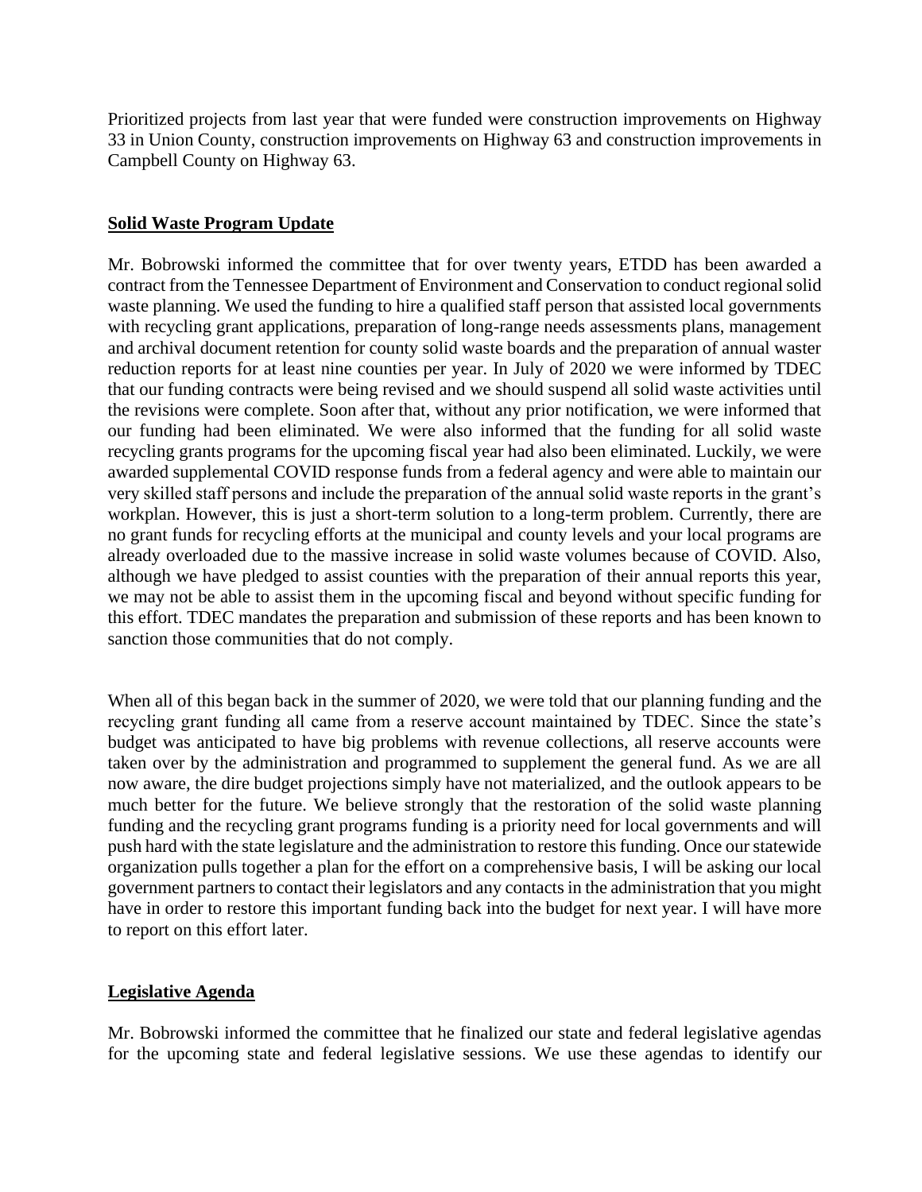Prioritized projects from last year that were funded were construction improvements on Highway 33 in Union County, construction improvements on Highway 63 and construction improvements in Campbell County on Highway 63.

**Solid Waste Program Update**

Mr. Bobrowski informed the committee that for over twenty years, ETDD has been awarded a contract from the Tennessee Department of Environment and Conservation to conduct regional solid waste planning. We used the funding to hire a qualified staff person that assisted local governments with recycling grant applications, preparation of long-range needs assessments plans, management and archival document retention for county solid waste boards and the preparation of annual waster reduction reports for at least nine counties per year. In July of 2020 we were informed by TDEC that our funding contracts were being revised and we should suspend all solid waste activities until the revisions were complete. Soon after that, without any prior notification, we were informed that our funding had been eliminated. We were also informed that the funding for all solid waste recycling grants programs for the upcoming fiscal year had also been eliminated. Luckily, we were awarded supplemental COVID response funds from a federal agency and were able to maintain our very skilled staff persons and include the preparation of the annual solid waste reports in the grant's workplan. However, this is just a short-term solution to a long-term problem. Currently, there are no grant funds for recycling efforts at the municipal and county levels and your local programs are already overloaded due to the massive increase in solid waste volumes because of COVID. Also, although we have pledged to assist counties with the preparation of their annual reports this year, we may not be able to assist them in the upcoming fiscal and beyond without specific funding for this effort. TDEC mandates the preparation and submission of these reports and has been known to sanction those communities that do not comply.

When all of this began back in the summer of 2020, we were told that our planning funding and the recycling grant funding all came from a reserve account maintained by TDEC. Since the state's budget was anticipated to have big problems with revenue collections, all reserve accounts were taken over by the administration and programmed to supplement the general fund. As we are all now aware, the dire budget projections simply have not materialized, and the outlook appears to be much better for the future. We believe strongly that the restoration of the solid waste planning funding and the recycling grant programs funding is a priority need for local governments and will push hard with the state legislature and the administration to restore this funding. Once our statewide organization pulls together a plan for the effort on a comprehensive basis, I will be asking our local government partners to contact their legislators and any contacts in the administration that you might have in order to restore this important funding back into the budget for next year. I will have more to report on this effort later.

**Legislative Agenda**

Mr. Bobrowski informed the committee that he finalized our state and federal legislative agendas for the upcoming state and federal legislative sessions. We use these agendas to identify our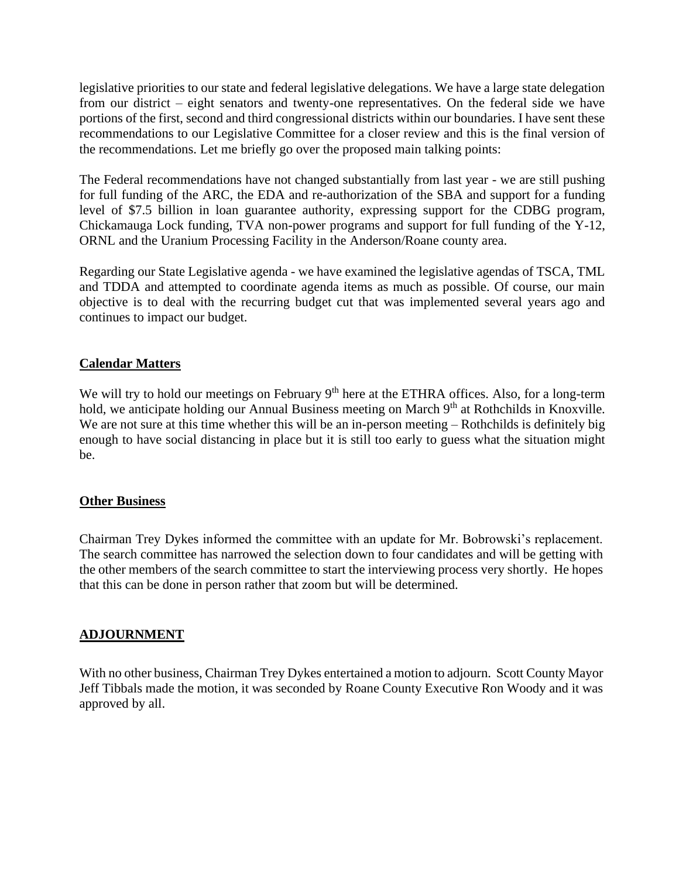legislative priorities to our state and federal legislative delegations. We have a large state delegation from our district – eight senators and twenty-one representatives. On the federal side we have portions of the first, second and third congressional districts within our boundaries. I have sent these recommendations to our Legislative Committee for a closer review and this is the final version of the recommendations. Let me briefly go over the proposed main talking points:

The Federal recommendations have not changed substantially from last year - we are still pushing for full funding of the ARC, the EDA and re-authorization of the SBA and support for a funding level of $7.5 billion in loan guarantee authority, expressing support for the CDBG program, Chickamauga Lock funding, TVA non-power programs and support for full funding of the Y-12, ORNL and the Uranium Processing Facility in the Anderson/Roane county area.

Regarding our State Legislative agenda - we have examined the legislative agendas of TSCA, TML and TDDA and attempted to coordinate agenda items as much as possible. Of course, our main objective is to deal with the recurring budget cut that was implemented several years ago and continues to impact our budget.

**Calendar Matters**

We will try to hold our meetings on February 9th here at the ETHRA offices. Also, for a long-term hold, we anticipate holding our Annual Business meeting on March 9th at Rothchilds in Knoxville. We are not sure at this time whether this will be an in-person meeting – Rothchilds is definitely big enough to have social distancing in place but it is still too early to guess what the situation might be.

**Other Business**

Chairman Trey Dykes informed the committee with an update for Mr. Bobrowski's replacement. The search committee has narrowed the selection down to four candidates and will be getting with the other members of the search committee to start the interviewing process very shortly. He hopes that this can be done in person rather that zoom but will be determined.

**ADJOURNMENT**

With no other business, Chairman Trey Dykes entertained a motion to adjourn. Scott County Mayor Jeff Tibbals made the motion, it was seconded by Roane County Executive Ron Woody and it was approved by all.